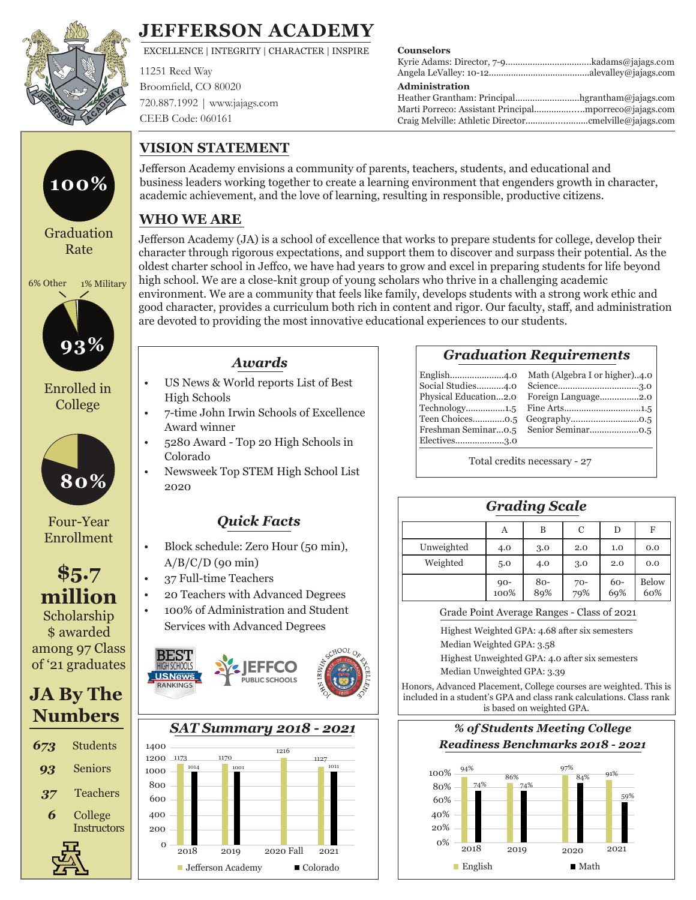# JEFFERSON ACADEMY

EXCELLENCE | INTEGRITY | CHARACTER | INSPIRE

11251 Reed Way
Broomfield, CO 80020
720.887.1992 | www.jajags.com
CEEB Code: 060161

**Counselors**
Kyrie Adams: Director, 7-9....kadams@jajags.com
Angela LeValley: 10-12....alevalley@jajags.com

**Administration**
Heather Grantham: Principal....hgrantham@jajags.com
Marti Porreco: Assistant Principal....mporreco@jajags.com
Craig Melville: Athletic Director....cmelville@jajags.com

**100%** Graduation Rate

6% Other | 1% Military

**93%** Enrolled in College

**80%** Four-Year Enrollment

**$5.7 million** Scholarship $ awarded among 97 Class of '21 graduates

## JA By The Numbers

| | |
|---|---|
| *673* | Students |
| *93* | Seniors |
| *37* | Teachers |
| *6* | College Instructors |

## VISION STATEMENT

Jefferson Academy envisions a community of parents, teachers, students, and educational and business leaders working together to create a learning environment that engenders growth in character, academic achievement, and the love of learning, resulting in responsible, productive citizens.

## WHO WE ARE

Jefferson Academy (JA) is a school of excellence that works to prepare students for college, develop their character through rigorous expectations, and support them to discover and surpass their potential. As the oldest charter school in Jeffco, we have had years to grow and excel in preparing students for life beyond high school. We are a close-knit group of young scholars who thrive in a challenging academic environment. We are a community that feels like family, develops students with a strong work ethic and good character, provides a curriculum both rich in content and rigor. Our faculty, staff, and administration are devoted to providing the most innovative educational experiences to our students.

### *Awards*

- US News & World reports List of Best High Schools
- 7-time John Irwin Schools of Excellence Award winner
- 5280 Award - Top 20 High Schools in Colorado
- Newsweek Top STEM High School List 2020

### *Quick Facts*

- Block schedule: Zero Hour (50 min), A/B/C/D (90 min)
- 37 Full-time Teachers
- 20 Teachers with Advanced Degrees
- 100% of Administration and Student Services with Advanced Degrees

### *Graduation Requirements*

| | | | |
|---|---|---|---|
| English | 4.0 | Math (Algebra I or higher) | 4.0 |
| Social Studies | 4.0 | Science | 3.0 |
| Physical Education | 2.0 | Foreign Language | 2.0 |
| Technology | 1.5 | Fine Arts | 1.5 |
| Teen Choices | 0.5 | Geography | 0.5 |
| Freshman Seminar | 0.5 | Senior Seminar | 0.5 |
| Electives | 3.0 | | |

Total credits necessary - 27

### *Grading Scale*

| | A | B | C | D | F |
|---|---|---|---|---|---|
| Unweighted | 4.0 | 3.0 | 2.0 | 1.0 | 0.0 |
| Weighted | 5.0 | 4.0 | 3.0 | 2.0 | 0.0 |
| | 90-100% | 80-89% | 70-79% | 60-69% | Below 60% |

Grade Point Average Ranges - Class of 2021

Highest Weighted GPA: 4.68 after six semesters
Median Weighted GPA: 3.58
Highest Unweighted GPA: 4.0 after six semesters
Median Unweighted GPA: 3.39

Honors, Advanced Placement, College courses are weighted. This is included in a student's GPA and class rank calculations. Class rank is based on weighted GPA.

### *SAT Summary 2018 - 2021*

| | Jefferson Academy | Colorado |
|---|---|---|
| 2018 | 1173 | 1014 |
| 2019 | 1170 | 1001 |
| 2020 Fall | 1216 | |
| 2021 | 1127 | 1011 |

### *% of Students Meeting College Readiness Benchmarks 2018 - 2021*

| | English | Math |
|---|---|---|
| 2018 | 94% | 74% |
| 2019 | 86% | 74% |
| 2020 | 97% | 84% |
| 2021 | 91% | 59% |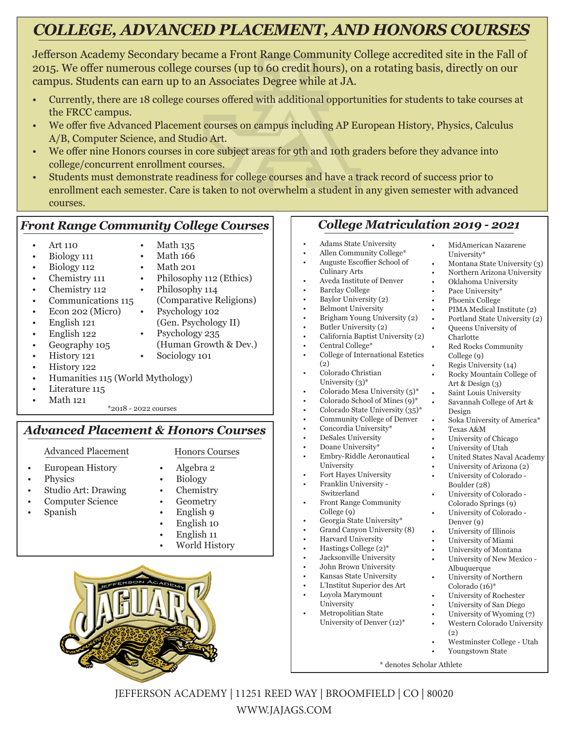# COLLEGE, ADVANCED PLACEMENT, AND HONORS COURSES

Jefferson Academy Secondary became a Front Range Community College accredited site in the Fall of 2015. We offer numerous college courses (up to 60 credit hours), on a rotating basis, directly on our campus. Students can earn up to an Associates Degree while at JA.

- Currently, there are 18 college courses offered with additional opportunities for students to take courses at the FRCC campus.
- We offer five Advanced Placement courses on campus including AP European History, Physics, Calculus A/B, Computer Science, and Studio Art.
- We offer nine Honors courses in core subject areas for 9th and 10th graders before they advance into college/concurrent enrollment courses.
- Students must demonstrate readiness for college courses and have a track record of success prior to enrollment each semester. Care is taken to not overwhelm a student in any given semester with advanced courses.

## *Front Range Community College Courses*

- Art 110
- Biology 111
- Biology 112
- Chemistry 111
- Chemistry 112
- Communications 115
- Econ 202 (Micro)
- English 121
- English 122
- Geography 105
- History 121
- History 122
- Humanities 115 (World Mythology)
- Literature 115
- Math 121
- Math 135
- Math 166
- Math 201
- Philosophy 112 (Ethics)
- Philosophy 114 (Comparative Religions)
- Psychology 102 (Gen. Psychology II)
- Psychology 235 (Human Growth & Dev.)
- Sociology 101

*2018 - 2022 courses

## *Advanced Placement & Honors Courses*

Advanced Placement

- European History
- Physics
- Studio Art: Drawing
- Computer Science
- Spanish

Honors Courses

- Algebra 2
- Biology
- Chemistry
- Geometry
- English 9
- English 10
- English 11
- World History

## *College Matriculation 2019 - 2021*

- Adams State University
- Allen Community College*
- Auguste Escoffier School of Culinary Arts
- Aveda Institute of Denver
- Barclay College
- Baylor University (2)
- Belmont University
- Brigham Young University (2)
- Butler University (2)
- California Baptist University (2)
- Central College*
- College of International Estetics (2)
- Colorado Christian University (3)*
- Colorado Mesa University (5)*
- Colorado School of Mines (9)*
- Colorado State University (35)*
- Community College of Denver
- Concordia University*
- DeSales University
- Doane University*
- Embry-Riddle Aeronautical University
- Fort Hayes University
- Franklin University - Switzerland
- Front Range Community College (9)
- Georgia State University*
- Grand Canyon University (8)
- Harvard University
- Hastings College (2)*
- Jacksonville University
- John Brown University
- Kansas State University
- L'Institut Superior des Art
- Loyola Marymount University
- Metropolitian State University of Denver (12)*
- MidAmerican Nazarene University*
- Montana State University (3)
- Northern Arizona University
- Oklahoma University
- Pace University*
- Phoenix College
- PIMA Medical Institute (2)
- Portland State University (2)
- Queens University of Charlotte
- Red Rocks Community College (9)
- Regis University (14)
- Rocky Mountain College of Art & Design (3)
- Saint Louis University
- Savannah College of Art & Design
- Soka University of America*
- Texas A&M
- University of Chicago
- University of Utah
- United States Naval Academy
- University of Arizona (2)
- University of Colorado - Boulder (28)
- University of Colorado - Colorado Springs (9)
- University of Colorado - Denver (9)
- University of Illinois
- University of Miami
- University of Montana
- University of New Mexico - Albuquerque
- University of Northern Colorado (16)*
- University of Rochester
- University of San Diego
- University of Wyoming (7)
- Western Colorado University (2)
- Westminster College - Utah
- Youngstown State

* denotes Scholar Athlete

JEFFERSON ACADEMY | 11251 REED WAY | BROOMFIELD | CO | 80020

WWW.JAJAGS.COM